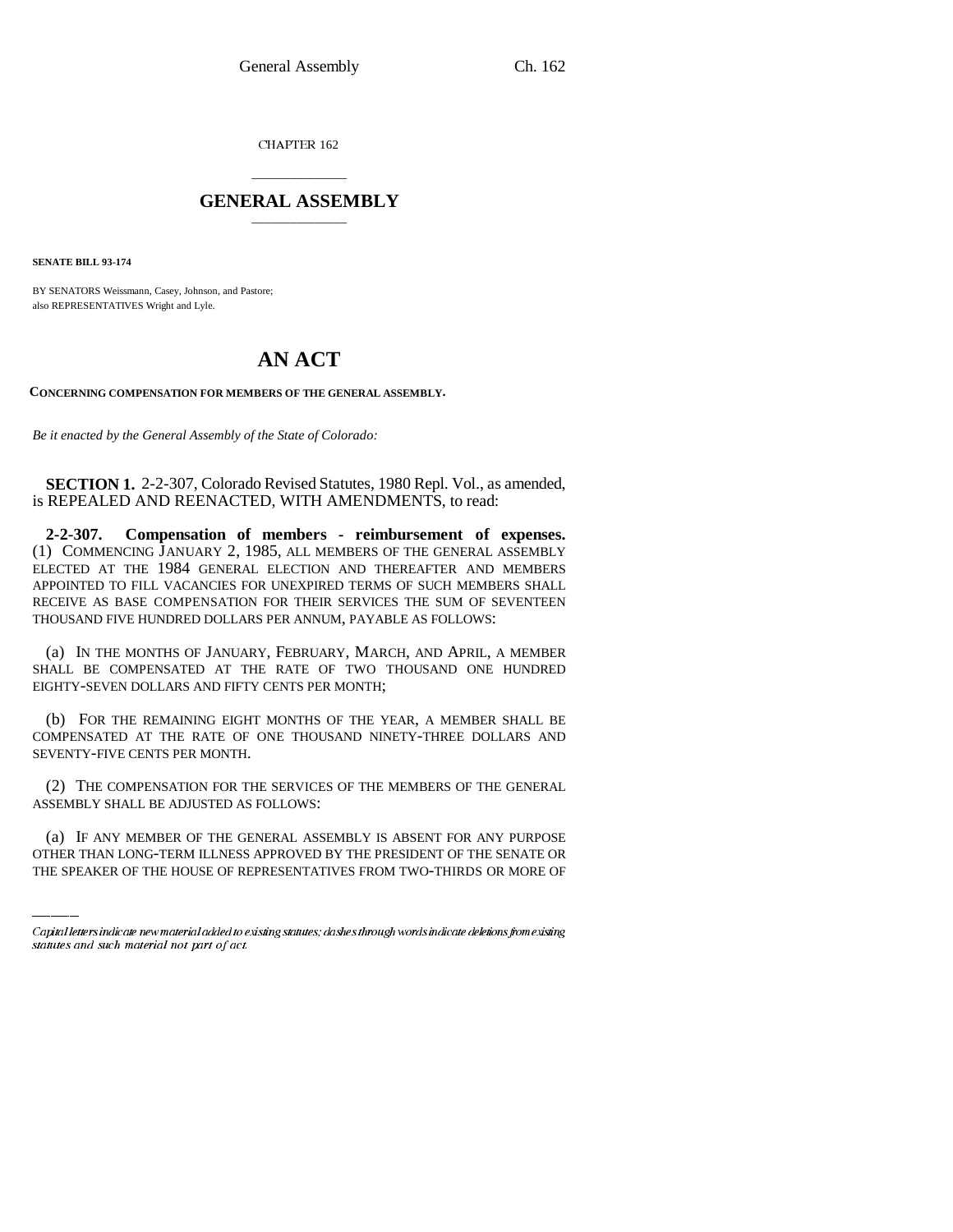CHAPTER 162

# GENERAL ASSEMBLY

**SENATE BILL 93-174**

BY SENATORS Weissmann, Casey, Johnson, and Pastore;
also REPRESENTATIVES Wright and Lyle.

# AN ACT

**CONCERNING COMPENSATION FOR MEMBERS OF THE GENERAL ASSEMBLY.**

*Be it enacted by the General Assembly of the State of Colorado:*

**SECTION 1.** 2-2-307, Colorado Revised Statutes, 1980 Repl. Vol., as amended, is REPEALED AND REENACTED, WITH AMENDMENTS, to read:

**2-2-307. Compensation of members - reimbursement of expenses.** (1) COMMENCING JANUARY 2, 1985, ALL MEMBERS OF THE GENERAL ASSEMBLY ELECTED AT THE 1984 GENERAL ELECTION AND THEREAFTER AND MEMBERS APPOINTED TO FILL VACANCIES FOR UNEXPIRED TERMS OF SUCH MEMBERS SHALL RECEIVE AS BASE COMPENSATION FOR THEIR SERVICES THE SUM OF SEVENTEEN THOUSAND FIVE HUNDRED DOLLARS PER ANNUM, PAYABLE AS FOLLOWS:

(a) IN THE MONTHS OF JANUARY, FEBRUARY, MARCH, AND APRIL, A MEMBER SHALL BE COMPENSATED AT THE RATE OF TWO THOUSAND ONE HUNDRED EIGHTY-SEVEN DOLLARS AND FIFTY CENTS PER MONTH;

(b) FOR THE REMAINING EIGHT MONTHS OF THE YEAR, A MEMBER SHALL BE COMPENSATED AT THE RATE OF ONE THOUSAND NINETY-THREE DOLLARS AND SEVENTY-FIVE CENTS PER MONTH.

(2) THE COMPENSATION FOR THE SERVICES OF THE MEMBERS OF THE GENERAL ASSEMBLY SHALL BE ADJUSTED AS FOLLOWS:

(a) IF ANY MEMBER OF THE GENERAL ASSEMBLY IS ABSENT FOR ANY PURPOSE OTHER THAN LONG-TERM ILLNESS APPROVED BY THE PRESIDENT OF THE SENATE OR THE SPEAKER OF THE HOUSE OF REPRESENTATIVES FROM TWO-THIRDS OR MORE OF

*Capital letters indicate new material added to existing statutes; dashes through words indicate deletions from existing statutes and such material not part of act.*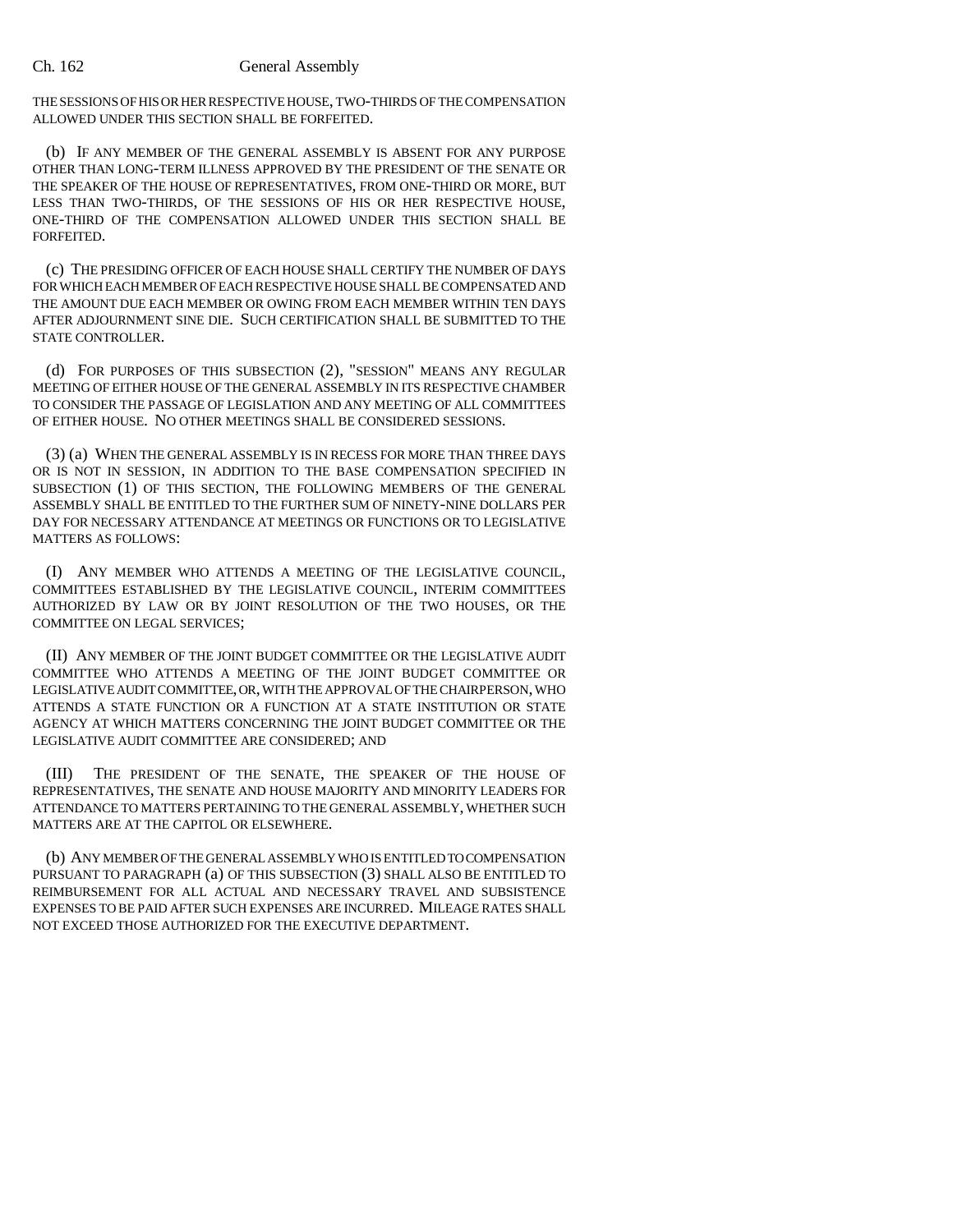THE SESSIONS OF HIS OR HER RESPECTIVE HOUSE, TWO-THIRDS OF THE COMPENSATION ALLOWED UNDER THIS SECTION SHALL BE FORFEITED.

(b) IF ANY MEMBER OF THE GENERAL ASSEMBLY IS ABSENT FOR ANY PURPOSE OTHER THAN LONG-TERM ILLNESS APPROVED BY THE PRESIDENT OF THE SENATE OR THE SPEAKER OF THE HOUSE OF REPRESENTATIVES, FROM ONE-THIRD OR MORE, BUT LESS THAN TWO-THIRDS, OF THE SESSIONS OF HIS OR HER RESPECTIVE HOUSE, ONE-THIRD OF THE COMPENSATION ALLOWED UNDER THIS SECTION SHALL BE FORFEITED.

(c) THE PRESIDING OFFICER OF EACH HOUSE SHALL CERTIFY THE NUMBER OF DAYS FOR WHICH EACH MEMBER OF EACH RESPECTIVE HOUSE SHALL BE COMPENSATED AND THE AMOUNT DUE EACH MEMBER OR OWING FROM EACH MEMBER WITHIN TEN DAYS AFTER ADJOURNMENT SINE DIE. SUCH CERTIFICATION SHALL BE SUBMITTED TO THE STATE CONTROLLER.

(d) FOR PURPOSES OF THIS SUBSECTION (2), "SESSION" MEANS ANY REGULAR MEETING OF EITHER HOUSE OF THE GENERAL ASSEMBLY IN ITS RESPECTIVE CHAMBER TO CONSIDER THE PASSAGE OF LEGISLATION AND ANY MEETING OF ALL COMMITTEES OF EITHER HOUSE. NO OTHER MEETINGS SHALL BE CONSIDERED SESSIONS.

(3) (a) WHEN THE GENERAL ASSEMBLY IS IN RECESS FOR MORE THAN THREE DAYS OR IS NOT IN SESSION, IN ADDITION TO THE BASE COMPENSATION SPECIFIED IN SUBSECTION (1) OF THIS SECTION, THE FOLLOWING MEMBERS OF THE GENERAL ASSEMBLY SHALL BE ENTITLED TO THE FURTHER SUM OF NINETY-NINE DOLLARS PER DAY FOR NECESSARY ATTENDANCE AT MEETINGS OR FUNCTIONS OR TO LEGISLATIVE MATTERS AS FOLLOWS:

(I) ANY MEMBER WHO ATTENDS A MEETING OF THE LEGISLATIVE COUNCIL, COMMITTEES ESTABLISHED BY THE LEGISLATIVE COUNCIL, INTERIM COMMITTEES AUTHORIZED BY LAW OR BY JOINT RESOLUTION OF THE TWO HOUSES, OR THE COMMITTEE ON LEGAL SERVICES;

(II) ANY MEMBER OF THE JOINT BUDGET COMMITTEE OR THE LEGISLATIVE AUDIT COMMITTEE WHO ATTENDS A MEETING OF THE JOINT BUDGET COMMITTEE OR LEGISLATIVE AUDIT COMMITTEE, OR, WITH THE APPROVAL OF THE CHAIRPERSON, WHO ATTENDS A STATE FUNCTION OR A FUNCTION AT A STATE INSTITUTION OR STATE AGENCY AT WHICH MATTERS CONCERNING THE JOINT BUDGET COMMITTEE OR THE LEGISLATIVE AUDIT COMMITTEE ARE CONSIDERED; AND

(III) THE PRESIDENT OF THE SENATE, THE SPEAKER OF THE HOUSE OF REPRESENTATIVES, THE SENATE AND HOUSE MAJORITY AND MINORITY LEADERS FOR ATTENDANCE TO MATTERS PERTAINING TO THE GENERAL ASSEMBLY, WHETHER SUCH MATTERS ARE AT THE CAPITOL OR ELSEWHERE.

(b) ANY MEMBER OF THE GENERAL ASSEMBLY WHO IS ENTITLED TO COMPENSATION PURSUANT TO PARAGRAPH (a) OF THIS SUBSECTION (3) SHALL ALSO BE ENTITLED TO REIMBURSEMENT FOR ALL ACTUAL AND NECESSARY TRAVEL AND SUBSISTENCE EXPENSES TO BE PAID AFTER SUCH EXPENSES ARE INCURRED. MILEAGE RATES SHALL NOT EXCEED THOSE AUTHORIZED FOR THE EXECUTIVE DEPARTMENT.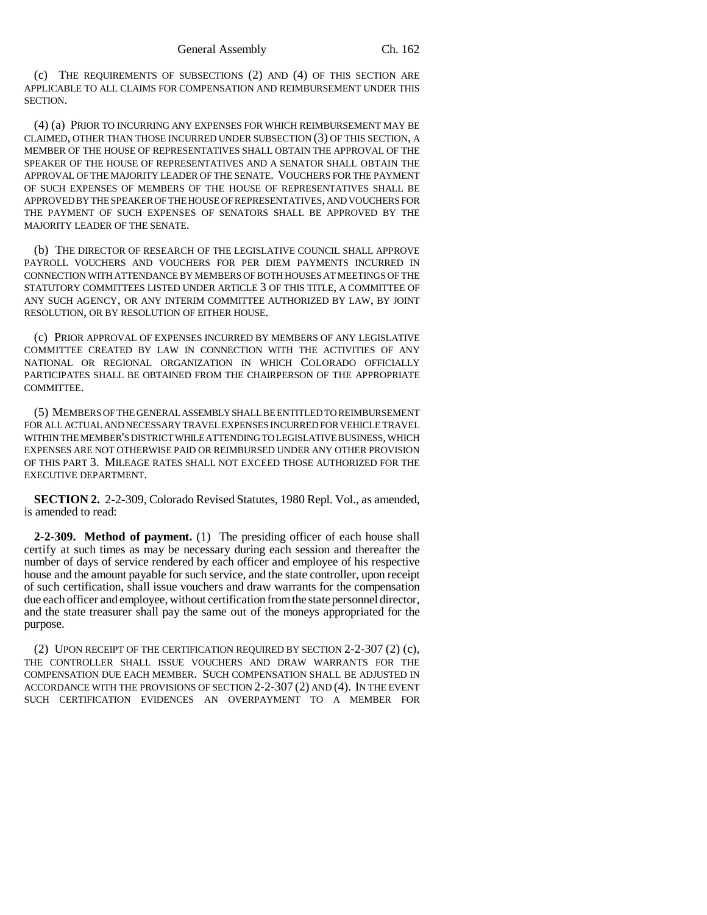(c) THE REQUIREMENTS OF SUBSECTIONS (2) AND (4) OF THIS SECTION ARE APPLICABLE TO ALL CLAIMS FOR COMPENSATION AND REIMBURSEMENT UNDER THIS SECTION.

(4) (a) PRIOR TO INCURRING ANY EXPENSES FOR WHICH REIMBURSEMENT MAY BE CLAIMED, OTHER THAN THOSE INCURRED UNDER SUBSECTION (3) OF THIS SECTION, A MEMBER OF THE HOUSE OF REPRESENTATIVES SHALL OBTAIN THE APPROVAL OF THE SPEAKER OF THE HOUSE OF REPRESENTATIVES AND A SENATOR SHALL OBTAIN THE APPROVAL OF THE MAJORITY LEADER OF THE SENATE. VOUCHERS FOR THE PAYMENT OF SUCH EXPENSES OF MEMBERS OF THE HOUSE OF REPRESENTATIVES SHALL BE APPROVED BY THE SPEAKER OF THE HOUSE OF REPRESENTATIVES, AND VOUCHERS FOR THE PAYMENT OF SUCH EXPENSES OF SENATORS SHALL BE APPROVED BY THE MAJORITY LEADER OF THE SENATE.

(b) THE DIRECTOR OF RESEARCH OF THE LEGISLATIVE COUNCIL SHALL APPROVE PAYROLL VOUCHERS AND VOUCHERS FOR PER DIEM PAYMENTS INCURRED IN CONNECTION WITH ATTENDANCE BY MEMBERS OF BOTH HOUSES AT MEETINGS OF THE STATUTORY COMMITTEES LISTED UNDER ARTICLE 3 OF THIS TITLE, A COMMITTEE OF ANY SUCH AGENCY, OR ANY INTERIM COMMITTEE AUTHORIZED BY LAW, BY JOINT RESOLUTION, OR BY RESOLUTION OF EITHER HOUSE.

(c) PRIOR APPROVAL OF EXPENSES INCURRED BY MEMBERS OF ANY LEGISLATIVE COMMITTEE CREATED BY LAW IN CONNECTION WITH THE ACTIVITIES OF ANY NATIONAL OR REGIONAL ORGANIZATION IN WHICH COLORADO OFFICIALLY PARTICIPATES SHALL BE OBTAINED FROM THE CHAIRPERSON OF THE APPROPRIATE COMMITTEE.

(5) MEMBERS OF THE GENERAL ASSEMBLY SHALL BE ENTITLED TO REIMBURSEMENT FOR ALL ACTUAL AND NECESSARY TRAVEL EXPENSES INCURRED FOR VEHICLE TRAVEL WITHIN THE MEMBER'S DISTRICT WHILE ATTENDING TO LEGISLATIVE BUSINESS, WHICH EXPENSES ARE NOT OTHERWISE PAID OR REIMBURSED UNDER ANY OTHER PROVISION OF THIS PART 3. MILEAGE RATES SHALL NOT EXCEED THOSE AUTHORIZED FOR THE EXECUTIVE DEPARTMENT.

**SECTION 2.** 2-2-309, Colorado Revised Statutes, 1980 Repl. Vol., as amended, is amended to read:

**2-2-309. Method of payment.** (1) The presiding officer of each house shall certify at such times as may be necessary during each session and thereafter the number of days of service rendered by each officer and employee of his respective house and the amount payable for such service, and the state controller, upon receipt of such certification, shall issue vouchers and draw warrants for the compensation due each officer and employee, without certification from the state personnel director, and the state treasurer shall pay the same out of the moneys appropriated for the purpose.

(2) UPON RECEIPT OF THE CERTIFICATION REQUIRED BY SECTION 2-2-307 (2) (c), THE CONTROLLER SHALL ISSUE VOUCHERS AND DRAW WARRANTS FOR THE COMPENSATION DUE EACH MEMBER. SUCH COMPENSATION SHALL BE ADJUSTED IN ACCORDANCE WITH THE PROVISIONS OF SECTION 2-2-307 (2) AND (4). IN THE EVENT SUCH CERTIFICATION EVIDENCES AN OVERPAYMENT TO A MEMBER FOR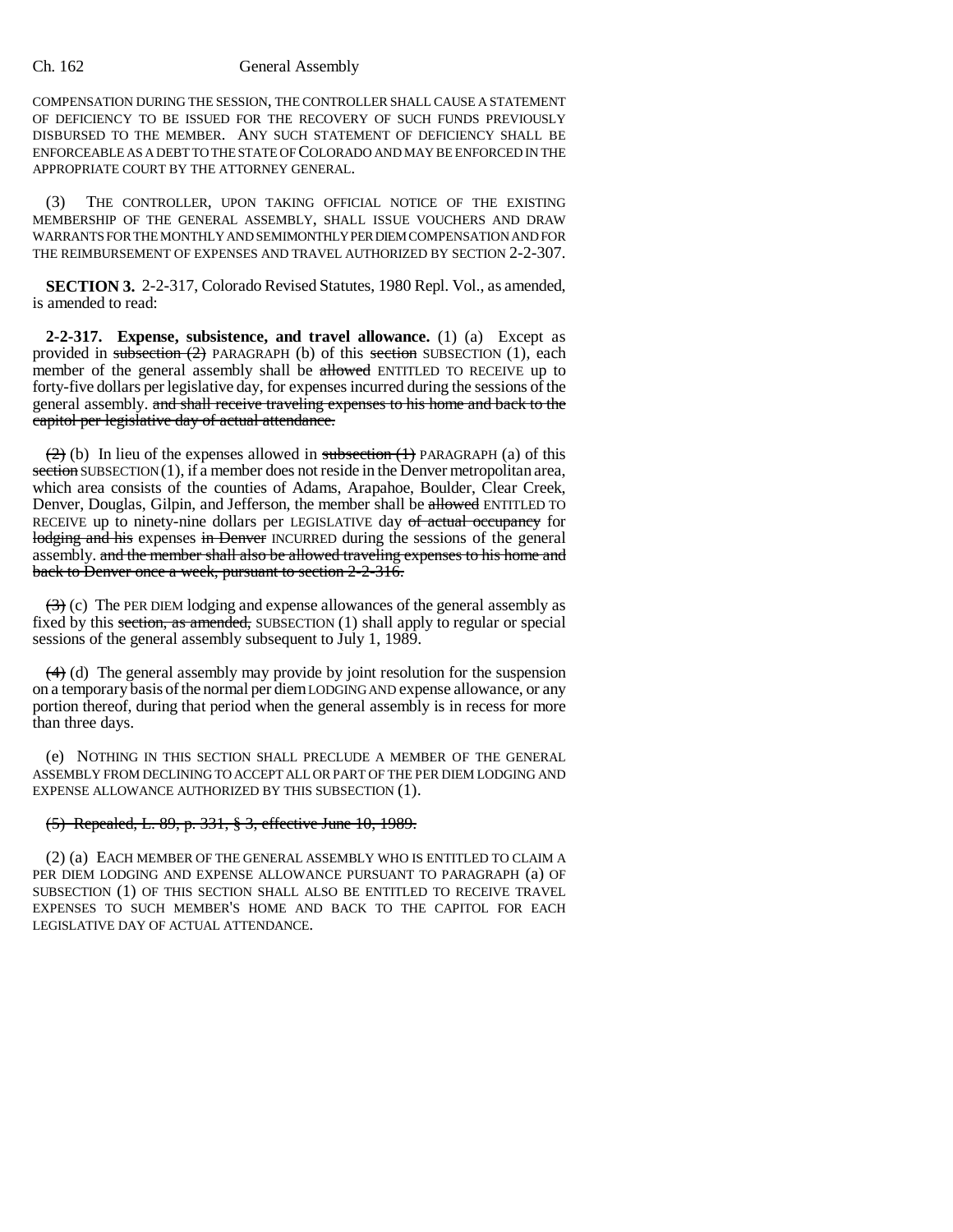COMPENSATION DURING THE SESSION, THE CONTROLLER SHALL CAUSE A STATEMENT OF DEFICIENCY TO BE ISSUED FOR THE RECOVERY OF SUCH FUNDS PREVIOUSLY DISBURSED TO THE MEMBER. ANY SUCH STATEMENT OF DEFICIENCY SHALL BE ENFORCEABLE AS A DEBT TO THE STATE OF COLORADO AND MAY BE ENFORCED IN THE APPROPRIATE COURT BY THE ATTORNEY GENERAL.

(3) THE CONTROLLER, UPON TAKING OFFICIAL NOTICE OF THE EXISTING MEMBERSHIP OF THE GENERAL ASSEMBLY, SHALL ISSUE VOUCHERS AND DRAW WARRANTS FOR THE MONTHLY AND SEMIMONTHLY PER DIEM COMPENSATION AND FOR THE REIMBURSEMENT OF EXPENSES AND TRAVEL AUTHORIZED BY SECTION 2-2-307.

**SECTION 3.** 2-2-317, Colorado Revised Statutes, 1980 Repl. Vol., as amended, is amended to read:

**2-2-317. Expense, subsistence, and travel allowance.** (1) (a) Except as provided in ~~subsection (2)~~ PARAGRAPH (b) of this ~~section~~ SUBSECTION (1), each member of the general assembly shall be ~~allowed~~ ENTITLED TO RECEIVE up to forty-five dollars per legislative day, for expenses incurred during the sessions of the general assembly. ~~and shall receive traveling expenses to his home and back to the capitol per legislative day of actual attendance.~~

~~(2)~~ (b) In lieu of the expenses allowed in ~~subsection (1)~~ PARAGRAPH (a) of this ~~section~~ SUBSECTION (1), if a member does not reside in the Denver metropolitan area, which area consists of the counties of Adams, Arapahoe, Boulder, Clear Creek, Denver, Douglas, Gilpin, and Jefferson, the member shall be ~~allowed~~ ENTITLED TO RECEIVE up to ninety-nine dollars per LEGISLATIVE day ~~of actual occupancy~~ for ~~lodging and his~~ expenses ~~in Denver~~ INCURRED during the sessions of the general assembly. ~~and the member shall also be allowed traveling expenses to his home and back to Denver once a week, pursuant to section 2-2-316.~~

~~(3)~~ (c) The PER DIEM lodging and expense allowances of the general assembly as fixed by this ~~section, as amended,~~ SUBSECTION (1) shall apply to regular or special sessions of the general assembly subsequent to July 1, 1989.

~~(4)~~ (d) The general assembly may provide by joint resolution for the suspension on a temporary basis of the normal per diem LODGING AND expense allowance, or any portion thereof, during that period when the general assembly is in recess for more than three days.

(e) NOTHING IN THIS SECTION SHALL PRECLUDE A MEMBER OF THE GENERAL ASSEMBLY FROM DECLINING TO ACCEPT ALL OR PART OF THE PER DIEM LODGING AND EXPENSE ALLOWANCE AUTHORIZED BY THIS SUBSECTION (1).

~~(5) Repealed, L. 89, p. 331, § 3, effective June 10, 1989.~~

(2) (a) EACH MEMBER OF THE GENERAL ASSEMBLY WHO IS ENTITLED TO CLAIM A PER DIEM LODGING AND EXPENSE ALLOWANCE PURSUANT TO PARAGRAPH (a) OF SUBSECTION (1) OF THIS SECTION SHALL ALSO BE ENTITLED TO RECEIVE TRAVEL EXPENSES TO SUCH MEMBER'S HOME AND BACK TO THE CAPITOL FOR EACH LEGISLATIVE DAY OF ACTUAL ATTENDANCE.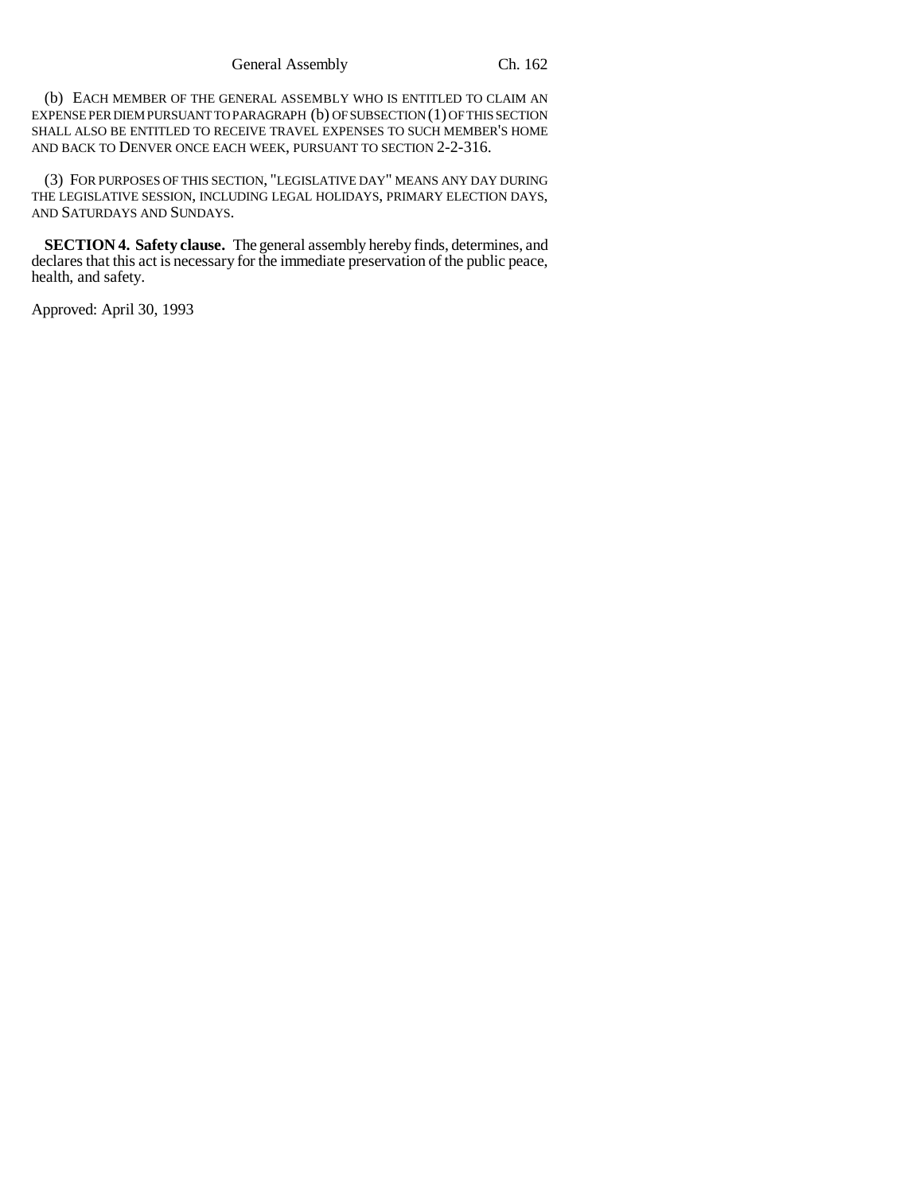(b) EACH MEMBER OF THE GENERAL ASSEMBLY WHO IS ENTITLED TO CLAIM AN EXPENSE PER DIEM PURSUANT TO PARAGRAPH (b) OF SUBSECTION (1) OF THIS SECTION SHALL ALSO BE ENTITLED TO RECEIVE TRAVEL EXPENSES TO SUCH MEMBER'S HOME AND BACK TO DENVER ONCE EACH WEEK, PURSUANT TO SECTION 2-2-316.

(3) FOR PURPOSES OF THIS SECTION, "LEGISLATIVE DAY" MEANS ANY DAY DURING THE LEGISLATIVE SESSION, INCLUDING LEGAL HOLIDAYS, PRIMARY ELECTION DAYS, AND SATURDAYS AND SUNDAYS.

**SECTION 4. Safety clause.** The general assembly hereby finds, determines, and declares that this act is necessary for the immediate preservation of the public peace, health, and safety.

Approved: April 30, 1993